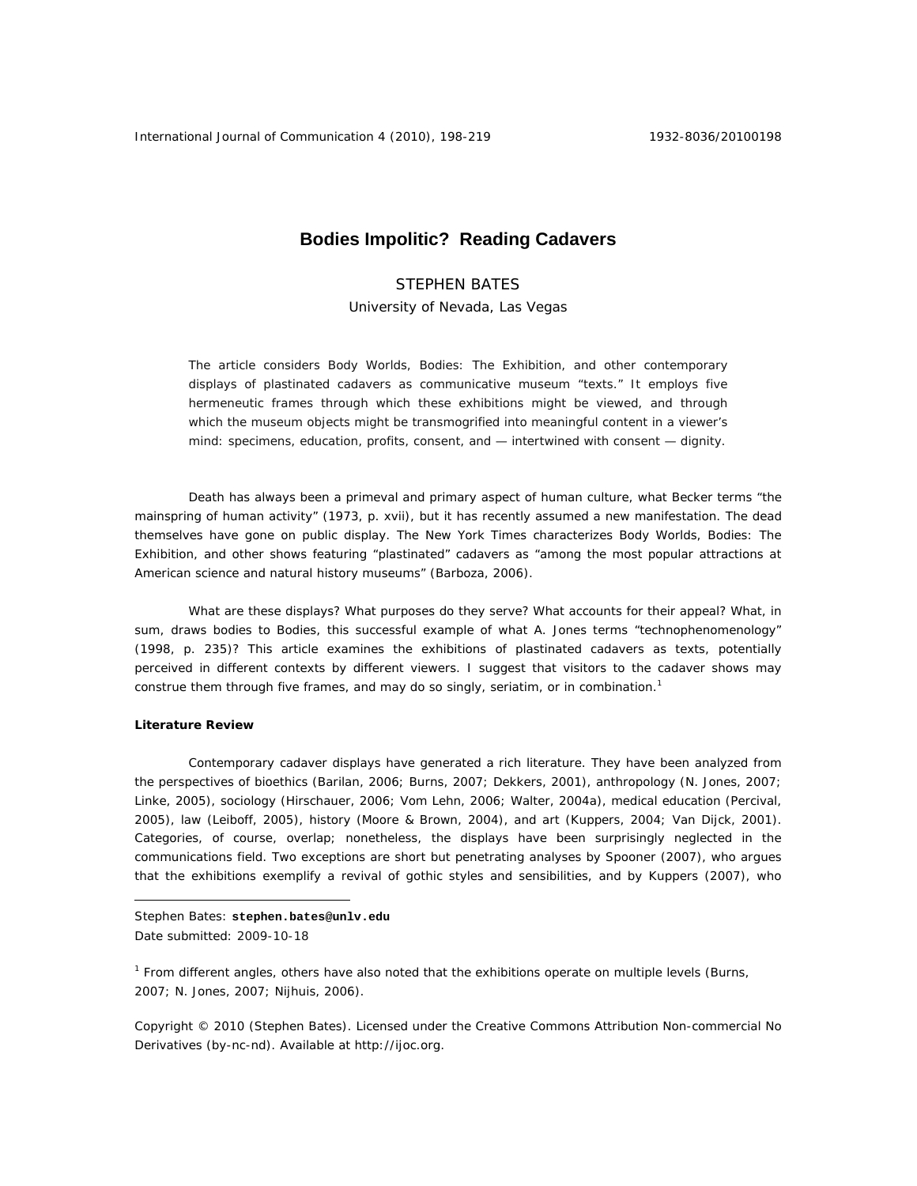# Bodies Impolitic? Reading Cadavers

STEPHEN BATES
University of Nevada, Las Vegas

*The article considers Body Worlds, Bodies: The Exhibition, and other contemporary displays of plastinated cadavers as communicative museum "texts." It employs five hermeneutic frames through which these exhibitions might be viewed, and through which the museum objects might be transmogrified into meaningful content in a viewer's mind: specimens, education, profits, consent, and — intertwined with consent — dignity.*

Death has always been a primeval and primary aspect of human culture, what Becker terms "the mainspring of human activity" (1973, p. xvii), but it has recently assumed a new manifestation. The dead themselves have gone on public display. The *New York Times* characterizes Body Worlds, Bodies: The Exhibition, and other shows featuring "plastinated" cadavers as "among the most popular attractions at American science and natural history museums" (Barboza, 2006).

What are these displays? What purposes do they serve? What accounts for their appeal? What, in sum, draws bodies to Bodies, this successful example of what A. Jones terms "technophenomenology" (1998, p. 235)? This article examines the exhibitions of plastinated cadavers as texts, potentially perceived in different contexts by different viewers. I suggest that visitors to the cadaver shows may construe them through five frames, and may do so singly, seriatim, or in combination.[1]

### Literature Review

Contemporary cadaver displays have generated a rich literature. They have been analyzed from the perspectives of bioethics (Barilan, 2006; Burns, 2007; Dekkers, 2001), anthropology (N. Jones, 2007; Linke, 2005), sociology (Hirschauer, 2006; Vom Lehn, 2006; Walter, 2004a), medical education (Percival, 2005), law (Leiboff, 2005), history (Moore & Brown, 2004), and art (Kuppers, 2004; Van Dijck, 2001). Categories, of course, overlap; nonetheless, the displays have been surprisingly neglected in the communications field. Two exceptions are short but penetrating analyses by Spooner (2007), who argues that the exhibitions exemplify a revival of gothic styles and sensibilities, and by Kuppers (2007), who

---

Stephen Bates: **stephen.bates@unlv.edu**
Date submitted: 2009-10-18

[1] From different angles, others have also noted that the exhibitions operate on multiple levels (Burns, 2007; N. Jones, 2007; Nijhuis, 2006).

Copyright © 2010 (Stephen Bates). Licensed under the Creative Commons Attribution Non-commercial No Derivatives (by-nc-nd). Available at http://ijoc.org.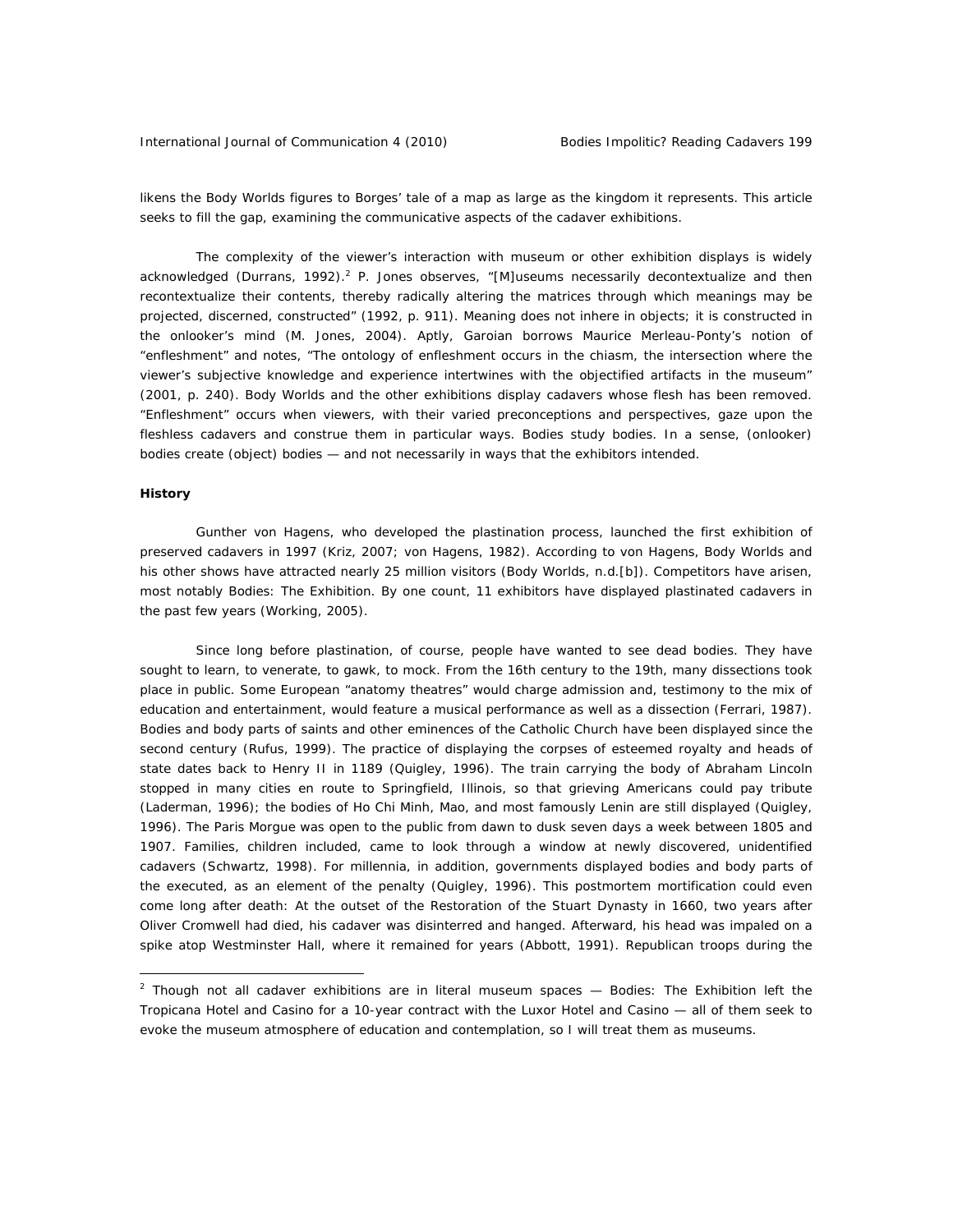likens the Body Worlds figures to Borges' tale of a map as large as the kingdom it represents. This article seeks to fill the gap, examining the communicative aspects of the cadaver exhibitions.

The complexity of the viewer's interaction with museum or other exhibition displays is widely acknowledged (Durrans, 1992).[2] P. Jones observes, "[M]useums necessarily decontextualize and then recontextualize their contents, thereby radically altering the matrices through which meanings may be projected, discerned, constructed" (1992, p. 911). Meaning does not inhere in objects; it is constructed in the onlooker's mind (M. Jones, 2004). Aptly, Garoian borrows Maurice Merleau-Ponty's notion of "enfleshment" and notes, "The ontology of enfleshment occurs in the chiasm, the intersection where the viewer's subjective knowledge and experience intertwines with the objectified artifacts in the museum" (2001, p. 240). Body Worlds and the other exhibitions display cadavers whose flesh has been removed. "Enfleshment" occurs when viewers, with their varied preconceptions and perspectives, gaze upon the fleshless cadavers and construe them in particular ways. Bodies study bodies. In a sense, (onlooker) bodies create (object) bodies — and not necessarily in ways that the exhibitors intended.

**History**

Gunther von Hagens, who developed the plastination process, launched the first exhibition of preserved cadavers in 1997 (Kriz, 2007; von Hagens, 1982). According to von Hagens, Body Worlds and his other shows have attracted nearly 25 million visitors (Body Worlds, n.d.[b]). Competitors have arisen, most notably Bodies: The Exhibition. By one count, 11 exhibitors have displayed plastinated cadavers in the past few years (Working, 2005).

Since long before plastination, of course, people have wanted to see dead bodies. They have sought to learn, to venerate, to gawk, to mock. From the 16th century to the 19th, many dissections took place in public. Some European "anatomy theatres" would charge admission and, testimony to the mix of education and entertainment, would feature a musical performance as well as a dissection (Ferrari, 1987). Bodies and body parts of saints and other eminences of the Catholic Church have been displayed since the second century (Rufus, 1999). The practice of displaying the corpses of esteemed royalty and heads of state dates back to Henry II in 1189 (Quigley, 1996). The train carrying the body of Abraham Lincoln stopped in many cities en route to Springfield, Illinois, so that grieving Americans could pay tribute (Laderman, 1996); the bodies of Ho Chi Minh, Mao, and most famously Lenin are still displayed (Quigley, 1996). The Paris Morgue was open to the public from dawn to dusk seven days a week between 1805 and 1907. Families, children included, came to look through a window at newly discovered, unidentified cadavers (Schwartz, 1998). For millennia, in addition, governments displayed bodies and body parts of the executed, as an element of the penalty (Quigley, 1996). This postmortem mortification could even come long after death: At the outset of the Restoration of the Stuart Dynasty in 1660, two years after Oliver Cromwell had died, his cadaver was disinterred and hanged. Afterward, his head was impaled on a spike atop Westminster Hall, where it remained for years (Abbott, 1991). Republican troops during the

---

[2] Though not all cadaver exhibitions are in literal museum spaces — Bodies: The Exhibition left the Tropicana Hotel and Casino for a 10-year contract with the Luxor Hotel and Casino — all of them seek to evoke the museum atmosphere of education and contemplation, so I will treat them as museums.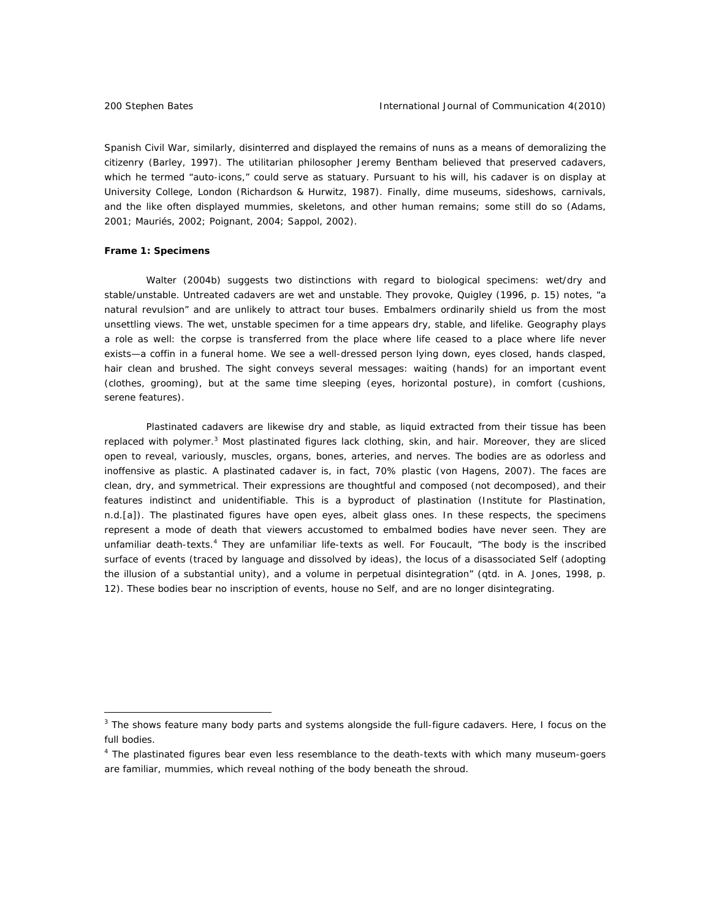Spanish Civil War, similarly, disinterred and displayed the remains of nuns as a means of demoralizing the citizenry (Barley, 1997). The utilitarian philosopher Jeremy Bentham believed that preserved cadavers, which he termed "auto-icons," could serve as statuary. Pursuant to his will, his cadaver is on display at University College, London (Richardson & Hurwitz, 1987). Finally, dime museums, sideshows, carnivals, and the like often displayed mummies, skeletons, and other human remains; some still do so (Adams, 2001; Mauriés, 2002; Poignant, 2004; Sappol, 2002).

**Frame 1: Specimens**

Walter (2004b) suggests two distinctions with regard to biological specimens: wet/dry and stable/unstable. Untreated cadavers are wet and unstable. They provoke, Quigley (1996, p. 15) notes, "a natural revulsion" and are unlikely to attract tour buses. Embalmers ordinarily shield us from the most unsettling views. The wet, unstable specimen for a time appears dry, stable, and lifelike. Geography plays a role as well: the corpse is transferred from the place where life ceased to a place where life never exists—a coffin in a funeral home. We see a well-dressed person lying down, eyes closed, hands clasped, hair clean and brushed. The sight conveys several messages: waiting (hands) for an important event (clothes, grooming), but at the same time sleeping (eyes, horizontal posture), in comfort (cushions, serene features).

Plastinated cadavers are likewise dry and stable, as liquid extracted from their tissue has been replaced with polymer.[3] Most plastinated figures lack clothing, skin, and hair. Moreover, they are sliced open to reveal, variously, muscles, organs, bones, arteries, and nerves. The bodies are as odorless and inoffensive as plastic. A plastinated cadaver is, in fact, 70% plastic (von Hagens, 2007). The faces are clean, dry, and symmetrical. Their expressions are thoughtful and composed (not decomposed), and their features indistinct and unidentifiable. This is a byproduct of plastination (Institute for Plastination, n.d.[a]). The plastinated figures have open eyes, albeit glass ones. In these respects, the specimens represent a mode of death that viewers accustomed to embalmed bodies have never seen. They are unfamiliar death-texts.[4] They are unfamiliar life-texts as well. For Foucault, "The body is the inscribed surface of events (traced by language and dissolved by ideas), the locus of a disassociated Self (adopting the illusion of a substantial unity), and a volume in perpetual disintegration" (qtd. in A. Jones, 1998, p. 12). These bodies bear no inscription of events, house no Self, and are no longer disintegrating.

---

[3] The shows feature many body parts and systems alongside the full-figure cadavers. Here, I focus on the full bodies.

[4] The plastinated figures bear even less resemblance to the death-texts with which many museum-goers are familiar, mummies, which reveal nothing of the body beneath the shroud.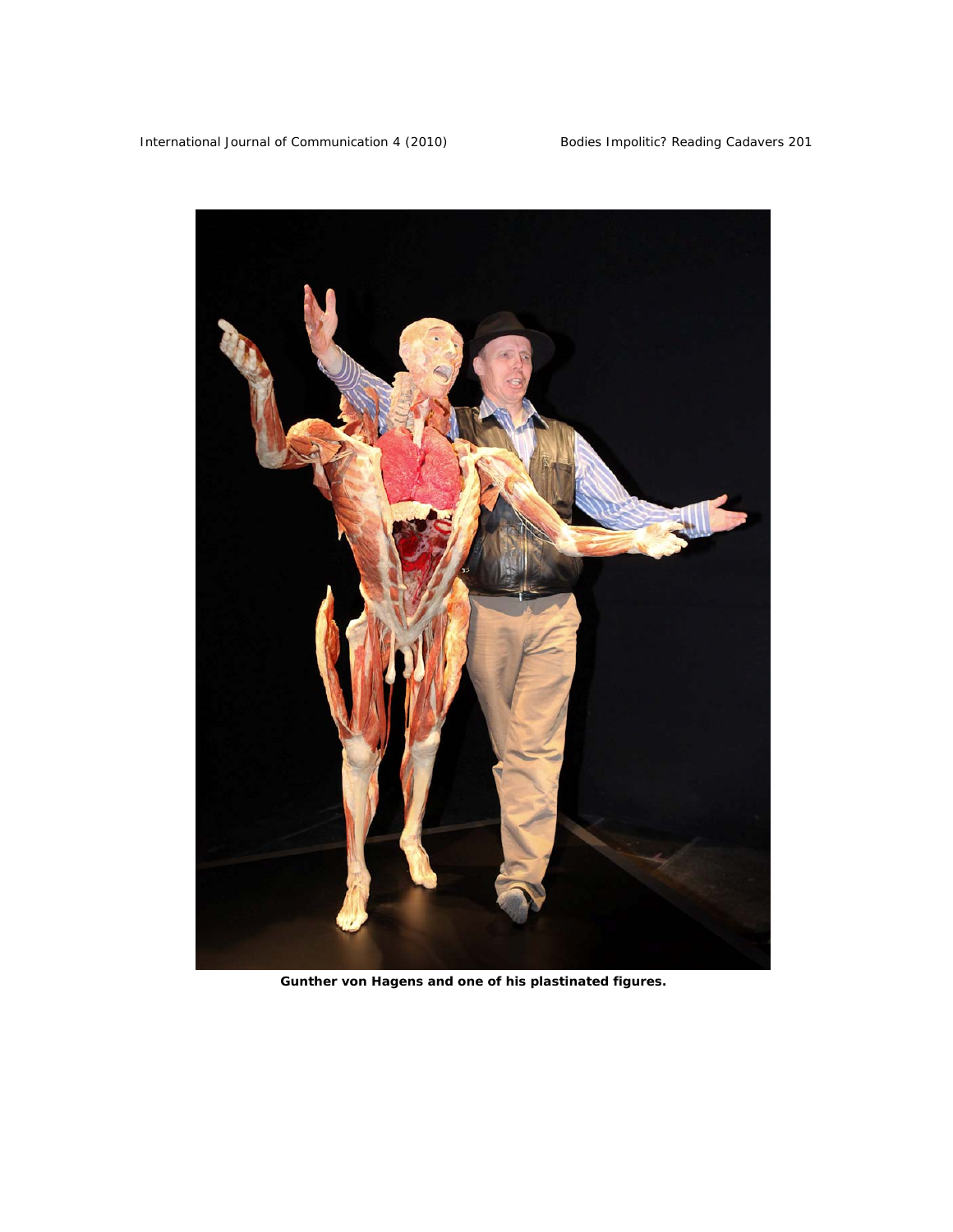**Gunther von Hagens and one of his plastinated figures.**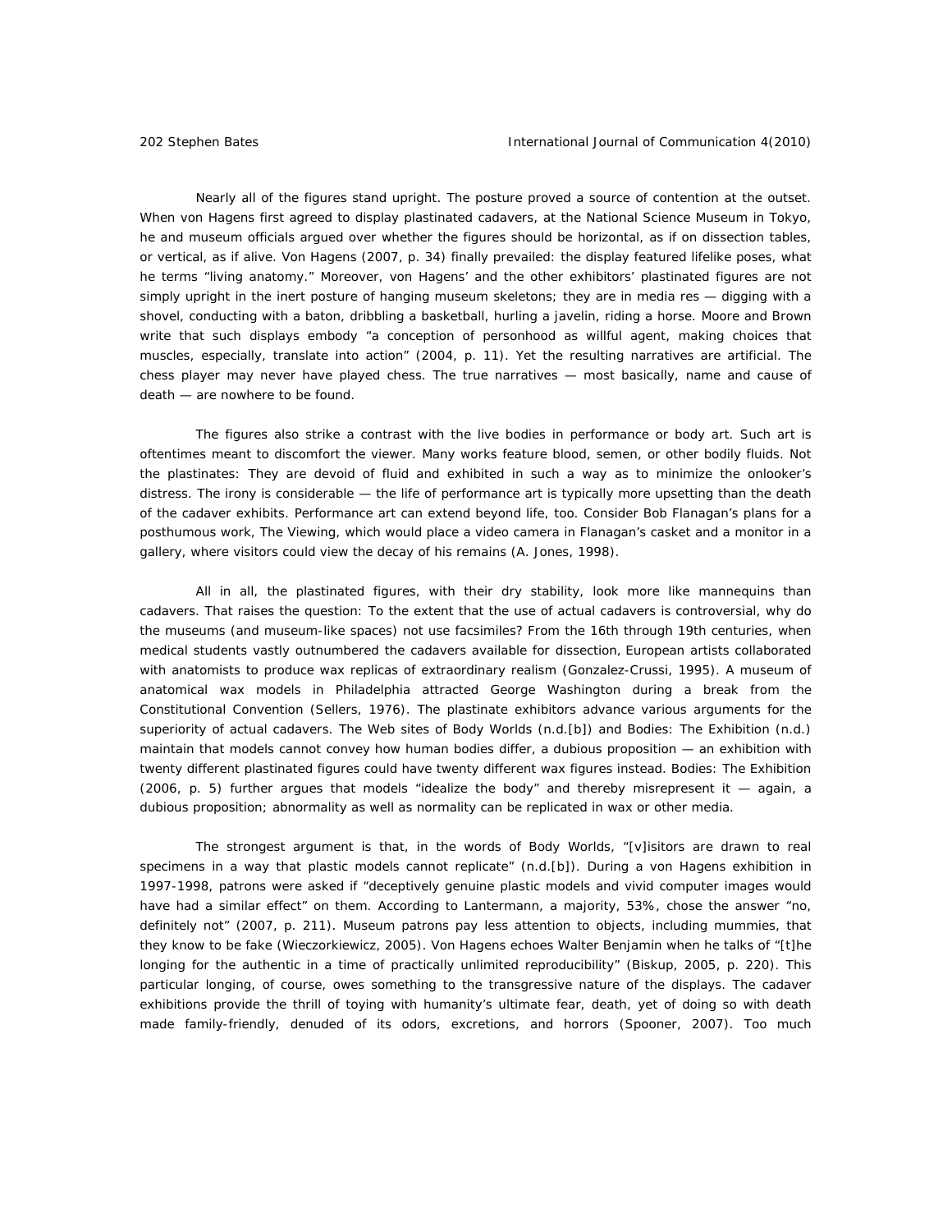Nearly all of the figures stand upright. The posture proved a source of contention at the outset. When von Hagens first agreed to display plastinated cadavers, at the National Science Museum in Tokyo, he and museum officials argued over whether the figures should be horizontal, as if on dissection tables, or vertical, as if alive. Von Hagens (2007, p. 34) finally prevailed: the display featured lifelike poses, what he terms "living anatomy." Moreover, von Hagens' and the other exhibitors' plastinated figures are not simply upright in the inert posture of hanging museum skeletons; they are *in media res* — digging with a shovel, conducting with a baton, dribbling a basketball, hurling a javelin, riding a horse. Moore and Brown write that such displays embody "a conception of personhood as willful agent, making choices that muscles, especially, translate into action" (2004, p. 11). Yet the resulting narratives are artificial. The chess player may never have played chess. The true narratives — most basically, name and cause of death — are nowhere to be found.

The figures also strike a contrast with the live bodies in performance or body art. Such art is oftentimes meant to discomfort the viewer. Many works feature blood, semen, or other bodily fluids. Not the plastinates: They are devoid of fluid and exhibited in such a way as to minimize the onlooker's distress. The irony is considerable — the life of performance art is typically more upsetting than the death of the cadaver exhibits. Performance art can extend beyond life, too. Consider Bob Flanagan's plans for a posthumous work, *The Viewing*, which would place a video camera in Flanagan's casket and a monitor in a gallery, where visitors could view the decay of his remains (A. Jones, 1998).

All in all, the plastinated figures, with their dry stability, look more like mannequins than cadavers. That raises the question: To the extent that the use of actual cadavers is controversial, why do the museums (and museum-like spaces) not use facsimiles? From the 16th through 19th centuries, when medical students vastly outnumbered the cadavers available for dissection, European artists collaborated with anatomists to produce wax replicas of extraordinary realism (Gonzalez-Crussi, 1995). A museum of anatomical wax models in Philadelphia attracted George Washington during a break from the Constitutional Convention (Sellers, 1976). The plastinate exhibitors advance various arguments for the superiority of actual cadavers. The Web sites of Body Worlds (n.d.[b]) and Bodies: The Exhibition (n.d.) maintain that models cannot convey how human bodies differ, a dubious proposition — an exhibition with twenty different plastinated figures could have twenty different wax figures instead. Bodies: The Exhibition (2006, p. 5) further argues that models "idealize the body" and thereby misrepresent it — again, a dubious proposition; abnormality as well as normality can be replicated in wax or other media.

The strongest argument is that, in the words of Body Worlds, "[v]isitors are drawn to real specimens in a way that plastic models cannot replicate" (n.d.[b]). During a von Hagens exhibition in 1997-1998, patrons were asked if "deceptively genuine plastic models and vivid computer images would have had a similar effect" on them. According to Lantermann, a majority, 53%, chose the answer "no, definitely not" (2007, p. 211). Museum patrons pay less attention to objects, including mummies, that they know to be fake (Wieczorkiewicz, 2005). Von Hagens echoes Walter Benjamin when he talks of "[t]he longing for the authentic in a time of practically unlimited reproducibility" (Biskup, 2005, p. 220). This particular longing, of course, owes something to the transgressive nature of the displays. The cadaver exhibitions provide the thrill of toying with humanity's ultimate fear, death, yet of doing so with death made family-friendly, denuded of its odors, excretions, and horrors (Spooner, 2007). Too much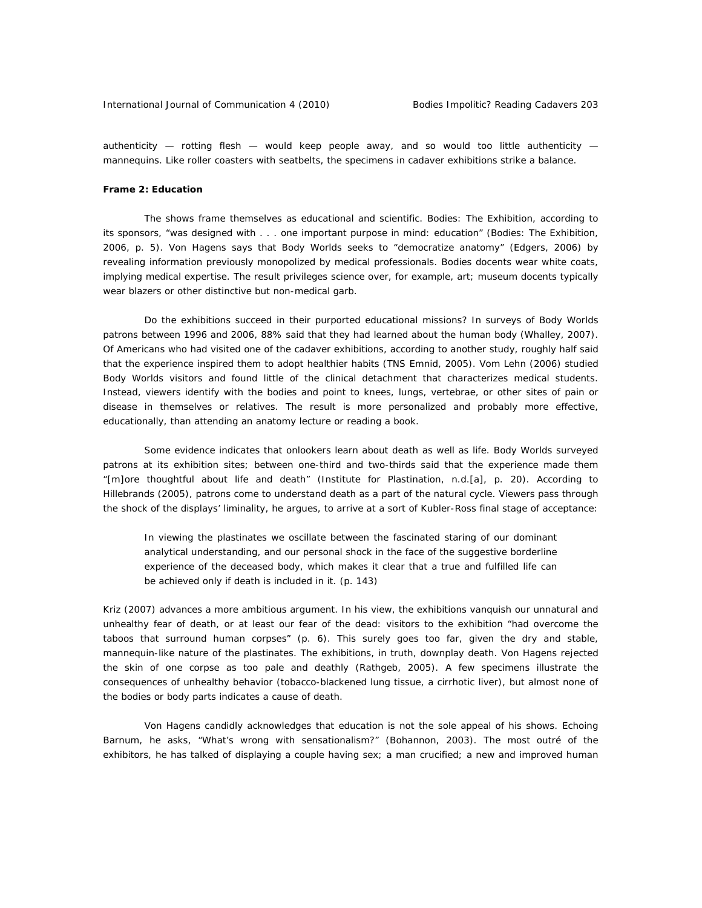authenticity — rotting flesh — would keep people away, and so would too little authenticity — mannequins. Like roller coasters with seatbelts, the specimens in cadaver exhibitions strike a balance.

**Frame 2: Education**

The shows frame themselves as educational and scientific. Bodies: The Exhibition, according to its sponsors, "was designed with . . . one important purpose in mind: education" (Bodies: The Exhibition, 2006, p. 5). Von Hagens says that Body Worlds seeks to "democratize anatomy" (Edgers, 2006) by revealing information previously monopolized by medical professionals. Bodies docents wear white coats, implying medical expertise. The result privileges science over, for example, art; museum docents typically wear blazers or other distinctive but non-medical garb.

Do the exhibitions succeed in their purported educational missions? In surveys of Body Worlds patrons between 1996 and 2006, 88% said that they had learned about the human body (Whalley, 2007). Of Americans who had visited one of the cadaver exhibitions, according to another study, roughly half said that the experience inspired them to adopt healthier habits (TNS Emnid, 2005). Vom Lehn (2006) studied Body Worlds visitors and found little of the clinical detachment that characterizes medical students. Instead, viewers identify with the bodies and point to knees, lungs, vertebrae, or other sites of pain or disease in themselves or relatives. The result is more personalized and probably more effective, educationally, than attending an anatomy lecture or reading a book.

Some evidence indicates that onlookers learn about death as well as life. Body Worlds surveyed patrons at its exhibition sites; between one-third and two-thirds said that the experience made them "[m]ore thoughtful about life and death" (Institute for Plastination, n.d.[a], p. 20). According to Hillebrands (2005), patrons come to understand death as a part of the natural cycle. Viewers pass through the shock of the displays' liminality, he argues, to arrive at a sort of Kubler-Ross final stage of acceptance:

> In viewing the plastinates we oscillate between the fascinated staring of our dominant analytical understanding, and our personal shock in the face of the suggestive borderline experience of the deceased body, which makes it clear that a true and fulfilled life can be achieved only if death is included in it. (p. 143)

Kriz (2007) advances a more ambitious argument. In his view, the exhibitions vanquish our unnatural and unhealthy fear of death, or at least our fear of the dead: visitors to the exhibition "had overcome the taboos that surround human corpses" (p. 6). This surely goes too far, given the dry and stable, mannequin-like nature of the plastinates. The exhibitions, in truth, downplay death. Von Hagens rejected the skin of one corpse as too pale and deathly (Rathgeb, 2005). A few specimens illustrate the consequences of unhealthy behavior (tobacco-blackened lung tissue, a cirrhotic liver), but almost none of the bodies or body parts indicates a cause of death.

Von Hagens candidly acknowledges that education is not the sole appeal of his shows. Echoing Barnum, he asks, "What's wrong with sensationalism?" (Bohannon, 2003). The most outré of the exhibitors, he has talked of displaying a couple having sex; a man crucified; a new and improved human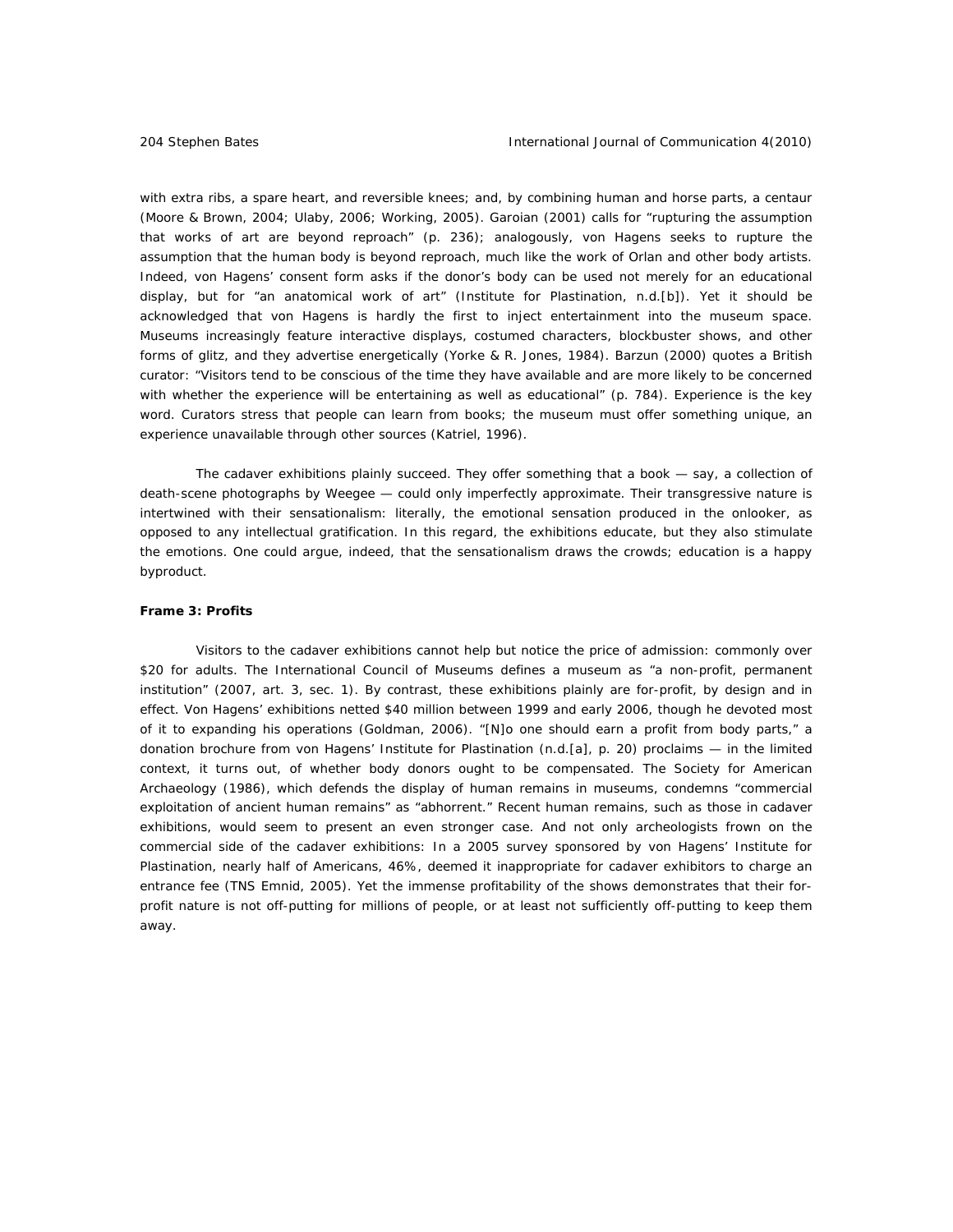with extra ribs, a spare heart, and reversible knees; and, by combining human and horse parts, a centaur (Moore & Brown, 2004; Ulaby, 2006; Working, 2005). Garoian (2001) calls for "rupturing the assumption that works of art are beyond reproach" (p. 236); analogously, von Hagens seeks to rupture the assumption that the human body is beyond reproach, much like the work of Orlan and other body artists. Indeed, von Hagens' consent form asks if the donor's body can be used not merely for an educational display, but for "an anatomical work of art" (Institute for Plastination, n.d.[b]). Yet it should be acknowledged that von Hagens is hardly the first to inject entertainment into the museum space. Museums increasingly feature interactive displays, costumed characters, blockbuster shows, and other forms of glitz, and they advertise energetically (Yorke & R. Jones, 1984). Barzun (2000) quotes a British curator: "Visitors tend to be conscious of the time they have available and are more likely to be concerned with whether the experience will be entertaining as well as educational" (p. 784). Experience is the key word. Curators stress that people can learn from books; the museum must offer something unique, an experience unavailable through other sources (Katriel, 1996).

The cadaver exhibitions plainly succeed. They offer something that a book — say, a collection of death-scene photographs by Weegee — could only imperfectly approximate. Their transgressive nature is intertwined with their sensationalism: literally, the emotional sensation produced in the onlooker, as opposed to any intellectual gratification. In this regard, the exhibitions educate, but they also stimulate the emotions. One could argue, indeed, that the sensationalism draws the crowds; education is a happy byproduct.

**Frame 3: Profits**

Visitors to the cadaver exhibitions cannot help but notice the price of admission: commonly over $20 for adults. The International Council of Museums defines a museum as "a non-profit, permanent institution" (2007, art. 3, sec. 1). By contrast, these exhibitions plainly are for-profit, by design and in effect. Von Hagens' exhibitions netted $40 million between 1999 and early 2006, though he devoted most of it to expanding his operations (Goldman, 2006). "[N]o one should earn a profit from body parts," a donation brochure from von Hagens' Institute for Plastination (n.d.[a], p. 20) proclaims — in the limited context, it turns out, of whether body donors ought to be compensated. The Society for American Archaeology (1986), which defends the display of human remains in museums, condemns "commercial exploitation of ancient human remains" as "abhorrent." Recent human remains, such as those in cadaver exhibitions, would seem to present an even stronger case. And not only archeologists frown on the commercial side of the cadaver exhibitions: In a 2005 survey sponsored by von Hagens' Institute for Plastination, nearly half of Americans, 46%, deemed it inappropriate for cadaver exhibitors to charge an entrance fee (TNS Emnid, 2005). Yet the immense profitability of the shows demonstrates that their for-profit nature is not off-putting for millions of people, or at least not sufficiently off-putting to keep them away.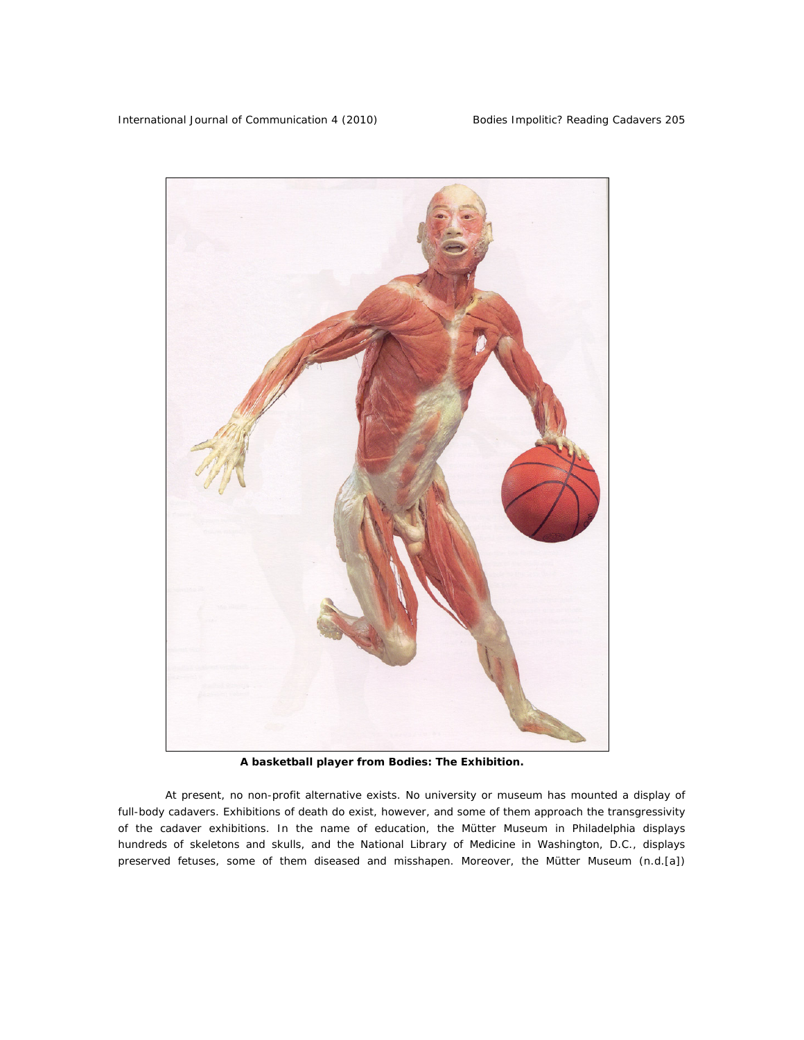**A basketball player from Bodies: The Exhibition.**

At present, no non-profit alternative exists. No university or museum has mounted a display of full-body cadavers. Exhibitions of death do exist, however, and some of them approach the transgressivity of the cadaver exhibitions. In the name of education, the Mütter Museum in Philadelphia displays hundreds of skeletons and skulls, and the National Library of Medicine in Washington, D.C., displays preserved fetuses, some of them diseased and misshapen. Moreover, the Mütter Museum (n.d.[a])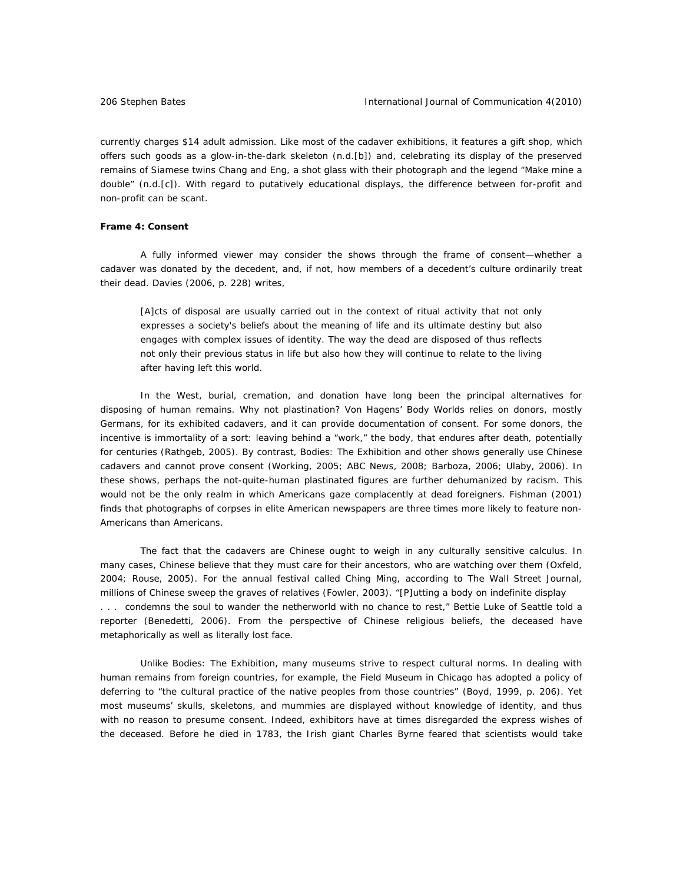currently charges $14 adult admission. Like most of the cadaver exhibitions, it features a gift shop, which offers such goods as a glow-in-the-dark skeleton (n.d.[b]) and, celebrating its display of the preserved remains of Siamese twins Chang and Eng, a shot glass with their photograph and the legend "Make mine a double" (n.d.[c]). With regard to putatively educational displays, the difference between for-profit and non-profit can be scant.

**Frame 4: Consent**

A fully informed viewer may consider the shows through the frame of consent—whether a cadaver was donated by the decedent, and, if not, how members of a decedent's culture ordinarily treat their dead. Davies (2006, p. 228) writes,

> [A]cts of disposal are usually carried out in the context of ritual activity that not only expresses a society's beliefs about the meaning of life and its ultimate destiny but also engages with complex issues of identity. The way the dead are disposed of thus reflects not only their previous status in life but also how they will continue to relate to the living after having left this world.

In the West, burial, cremation, and donation have long been the principal alternatives for disposing of human remains. Why not plastination? Von Hagens' Body Worlds relies on donors, mostly Germans, for its exhibited cadavers, and it can provide documentation of consent. For some donors, the incentive is immortality of a sort: leaving behind a "work," the body, that endures after death, potentially for centuries (Rathgeb, 2005). By contrast, Bodies: The Exhibition and other shows generally use Chinese cadavers and cannot prove consent (Working, 2005; ABC News, 2008; Barboza, 2006; Ulaby, 2006). In these shows, perhaps the not-quite-human plastinated figures are further dehumanized by racism. This would not be the only realm in which Americans gaze complacently at dead foreigners. Fishman (2001) finds that photographs of corpses in elite American newspapers are three times more likely to feature non-Americans than Americans.

The fact that the cadavers are Chinese ought to weigh in any culturally sensitive calculus. In many cases, Chinese believe that they must care for their ancestors, who are watching over them (Oxfeld, 2004; Rouse, 2005). For the annual festival called Ching Ming, according to The Wall Street Journal, millions of Chinese sweep the graves of relatives (Fowler, 2003). "[P]utting a body on indefinite display . . . condemns the soul to wander the netherworld with no chance to rest," Bettie Luke of Seattle told a reporter (Benedetti, 2006). From the perspective of Chinese religious beliefs, the deceased have metaphorically as well as literally lost face.

Unlike Bodies: The Exhibition, many museums strive to respect cultural norms. In dealing with human remains from foreign countries, for example, the Field Museum in Chicago has adopted a policy of deferring to "the cultural practice of the native peoples from those countries" (Boyd, 1999, p. 206). Yet most museums' skulls, skeletons, and mummies are displayed without knowledge of identity, and thus with no reason to presume consent. Indeed, exhibitors have at times disregarded the express wishes of the deceased. Before he died in 1783, the Irish giant Charles Byrne feared that scientists would take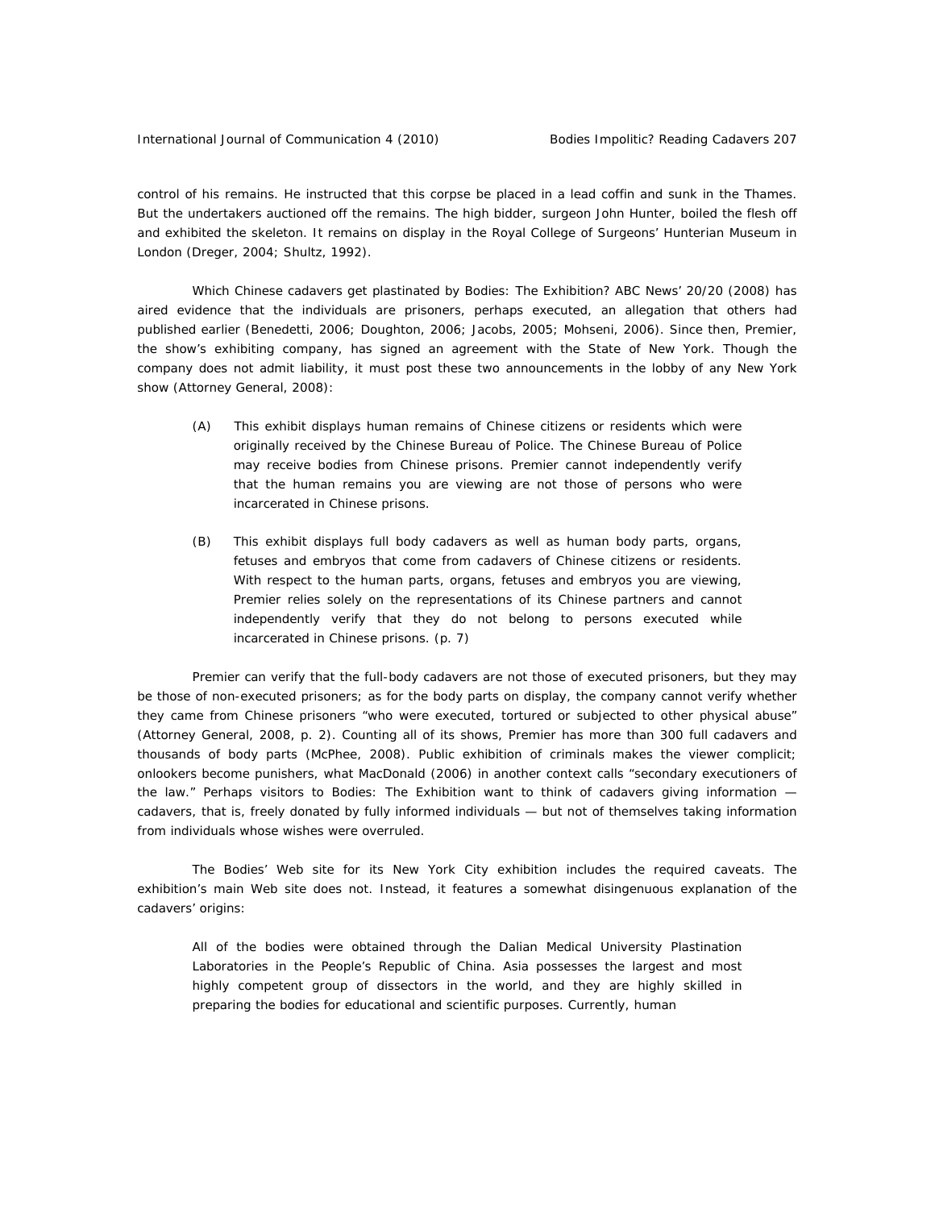control of his remains. He instructed that this corpse be placed in a lead coffin and sunk in the Thames. But the undertakers auctioned off the remains. The high bidder, surgeon John Hunter, boiled the flesh off and exhibited the skeleton. It remains on display in the Royal College of Surgeons' Hunterian Museum in London (Dreger, 2004; Shultz, 1992).

Which Chinese cadavers get plastinated by *Bodies: The Exhibition*? ABC News' *20/20* (2008) has aired evidence that the individuals are prisoners, perhaps executed, an allegation that others had published earlier (Benedetti, 2006; Doughton, 2006; Jacobs, 2005; Mohseni, 2006). Since then, Premier, the show's exhibiting company, has signed an agreement with the State of New York. Though the company does not admit liability, it must post these two announcements in the lobby of any New York show (Attorney General, 2008):

> (A) This exhibit displays human remains of Chinese citizens or residents which were originally received by the Chinese Bureau of Police. The Chinese Bureau of Police may receive bodies from Chinese prisons. Premier cannot independently verify that the human remains you are viewing are not those of persons who were incarcerated in Chinese prisons.
>
> (B) This exhibit displays full body cadavers as well as human body parts, organs, fetuses and embryos that come from cadavers of Chinese citizens or residents. With respect to the human parts, organs, fetuses and embryos you are viewing, Premier relies solely on the representations of its Chinese partners and cannot independently verify that they do not belong to persons executed while incarcerated in Chinese prisons. (p. 7)

Premier can verify that the full-body cadavers are not those of executed prisoners, but they may be those of non-executed prisoners; as for the body parts on display, the company cannot verify whether they came from Chinese prisoners "who were executed, tortured or subjected to other physical abuse" (Attorney General, 2008, p. 2). Counting all of its shows, Premier has more than 300 full cadavers and thousands of body parts (McPhee, 2008). Public exhibition of criminals makes the viewer complicit; onlookers become punishers, what MacDonald (2006) in another context calls "secondary executioners of the law." Perhaps visitors to *Bodies: The Exhibition* want to think of cadavers giving information — cadavers, that is, freely donated by fully informed individuals — but not of themselves taking information from individuals whose wishes were overruled.

The *Bodies*' Web site for its New York City exhibition includes the required caveats. The exhibition's main Web site does not. Instead, it features a somewhat disingenuous explanation of the cadavers' origins:

> All of the bodies were obtained through the Dalian Medical University Plastination Laboratories in the People's Republic of China. Asia possesses the largest and most highly competent group of dissectors in the world, and they are highly skilled in preparing the bodies for educational and scientific purposes. Currently, human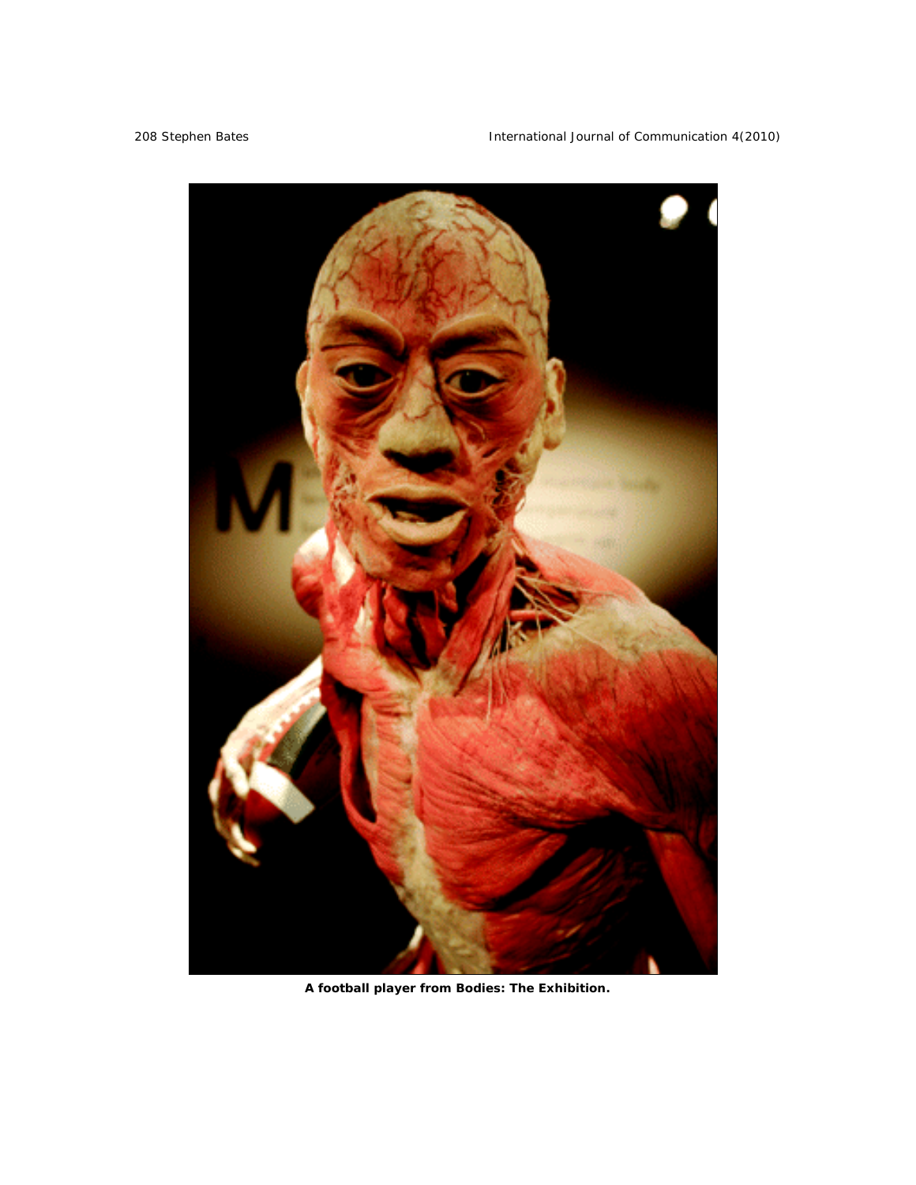**A football player from Bodies: The Exhibition.**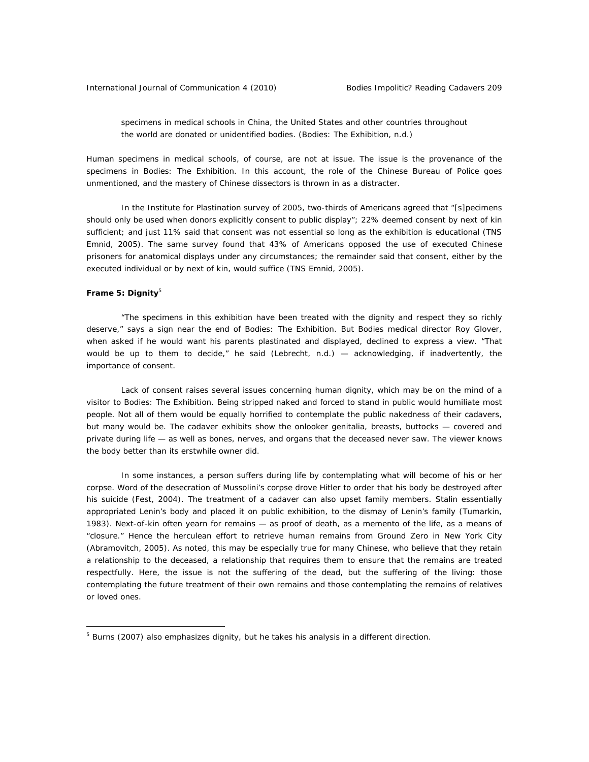specimens in medical schools in China, the United States and other countries throughout the world are donated or unidentified bodies. (Bodies: The Exhibition, n.d.)

Human specimens in medical schools, of course, are not at issue. The issue is the provenance of the specimens in Bodies: The Exhibition. In this account, the role of the Chinese Bureau of Police goes unmentioned, and the mastery of Chinese dissectors is thrown in as a distracter.

In the Institute for Plastination survey of 2005, two-thirds of Americans agreed that "[s]pecimens should only be used when donors explicitly consent to public display"; 22% deemed consent by next of kin sufficient; and just 11% said that consent was not essential so long as the exhibition is educational (TNS Emnid, 2005). The same survey found that 43% of Americans opposed the use of executed Chinese prisoners for anatomical displays under any circumstances; the remainder said that consent, either by the executed individual or by next of kin, would suffice (TNS Emnid, 2005).

**Frame 5: Dignity**[5]

"The specimens in this exhibition have been treated with the dignity and respect they so richly deserve," says a sign near the end of Bodies: The Exhibition. But Bodies medical director Roy Glover, when asked if he would want his parents plastinated and displayed, declined to express a view. "That would be up to them to decide," he said (Lebrecht, n.d.) — acknowledging, if inadvertently, the importance of consent.

Lack of consent raises several issues concerning human dignity, which may be on the mind of a visitor to Bodies: The Exhibition. Being stripped naked and forced to stand in public would humiliate most people. Not all of them would be equally horrified to contemplate the public nakedness of their cadavers, but many would be. The cadaver exhibits show the onlooker genitalia, breasts, buttocks — covered and private during life — as well as bones, nerves, and organs that the deceased never saw. The viewer knows the body better than its erstwhile owner did.

In some instances, a person suffers during life by contemplating what will become of his or her corpse. Word of the desecration of Mussolini's corpse drove Hitler to order that his body be destroyed after his suicide (Fest, 2004). The treatment of a cadaver can also upset family members. Stalin essentially appropriated Lenin's body and placed it on public exhibition, to the dismay of Lenin's family (Tumarkin, 1983). Next-of-kin often yearn for remains — as proof of death, as a memento of the life, as a means of "closure." Hence the herculean effort to retrieve human remains from Ground Zero in New York City (Abramovitch, 2005). As noted, this may be especially true for many Chinese, who believe that they retain a relationship to the deceased, a relationship that requires them to ensure that the remains are treated respectfully. Here, the issue is not the suffering of the dead, but the suffering of the living: those contemplating the future treatment of their own remains and those contemplating the remains of relatives or loved ones.

[5] Burns (2007) also emphasizes dignity, but he takes his analysis in a different direction.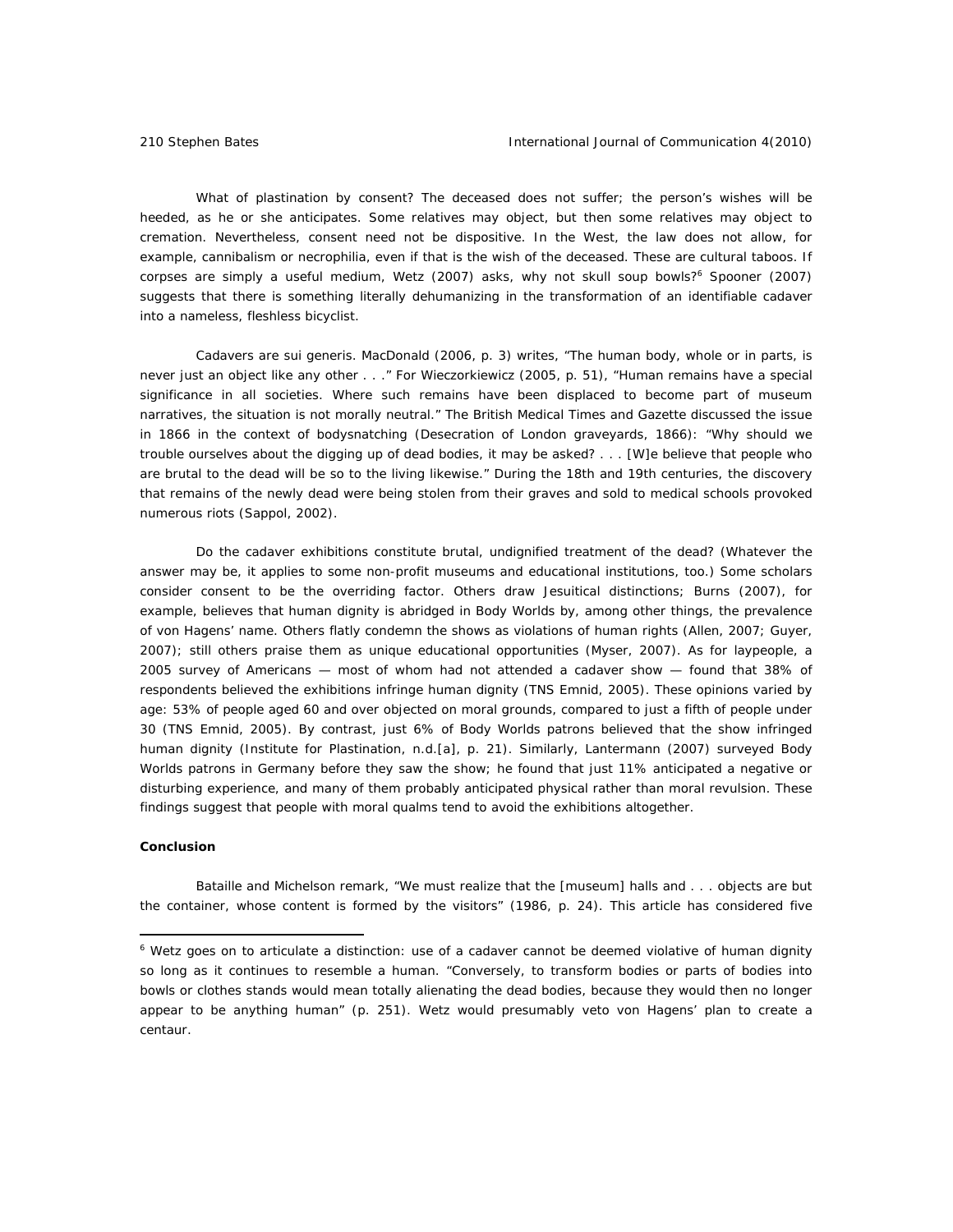What of plastination by consent? The deceased does not suffer; the person's wishes will be heeded, as he or she anticipates. Some relatives may object, but then some relatives may object to cremation. Nevertheless, consent need not be dispositive. In the West, the law does not allow, for example, cannibalism or necrophilia, even if that is the wish of the deceased. These are cultural taboos. If corpses are simply a useful medium, Wetz (2007) asks, why not skull soup bowls?[6] Spooner (2007) suggests that there is something literally dehumanizing in the transformation of an identifiable cadaver into a nameless, fleshless bicyclist.

Cadavers are sui generis. MacDonald (2006, p. 3) writes, "The human body, whole or in parts, is never just an object like any other . . ." For Wieczorkiewicz (2005, p. 51), "Human remains have a special significance in all societies. Where such remains have been displaced to become part of museum narratives, the situation is not morally neutral." The British Medical Times and Gazette discussed the issue in 1866 in the context of bodysnatching (Desecration of London graveyards, 1866): "Why should we trouble ourselves about the digging up of dead bodies, it may be asked? . . . [W]e believe that people who are brutal to the dead will be so to the living likewise." During the 18th and 19th centuries, the discovery that remains of the newly dead were being stolen from their graves and sold to medical schools provoked numerous riots (Sappol, 2002).

Do the cadaver exhibitions constitute brutal, undignified treatment of the dead? (Whatever the answer may be, it applies to some non-profit museums and educational institutions, too.) Some scholars consider consent to be the overriding factor. Others draw Jesuitical distinctions; Burns (2007), for example, believes that human dignity is abridged in Body Worlds by, among other things, the prevalence of von Hagens' name. Others flatly condemn the shows as violations of human rights (Allen, 2007; Guyer, 2007); still others praise them as unique educational opportunities (Myser, 2007). As for laypeople, a 2005 survey of Americans — most of whom had not attended a cadaver show — found that 38% of respondents believed the exhibitions infringe human dignity (TNS Emnid, 2005). These opinions varied by age: 53% of people aged 60 and over objected on moral grounds, compared to just a fifth of people under 30 (TNS Emnid, 2005). By contrast, just 6% of Body Worlds patrons believed that the show infringed human dignity (Institute for Plastination, n.d.[a], p. 21). Similarly, Lantermann (2007) surveyed Body Worlds patrons in Germany before they saw the show; he found that just 11% anticipated a negative or disturbing experience, and many of them probably anticipated physical rather than moral revulsion. These findings suggest that people with moral qualms tend to avoid the exhibitions altogether.

**Conclusion**

Bataille and Michelson remark, "We must realize that the [museum] halls and . . . objects are but the container, whose content is formed by the visitors" (1986, p. 24). This article has considered five

---

[6] Wetz goes on to articulate a distinction: use of a cadaver cannot be deemed violative of human dignity so long as it continues to resemble a human. "Conversely, to transform bodies or parts of bodies into bowls or clothes stands would mean totally alienating the dead bodies, because they would then no longer appear to be anything human" (p. 251). Wetz would presumably veto von Hagens' plan to create a centaur.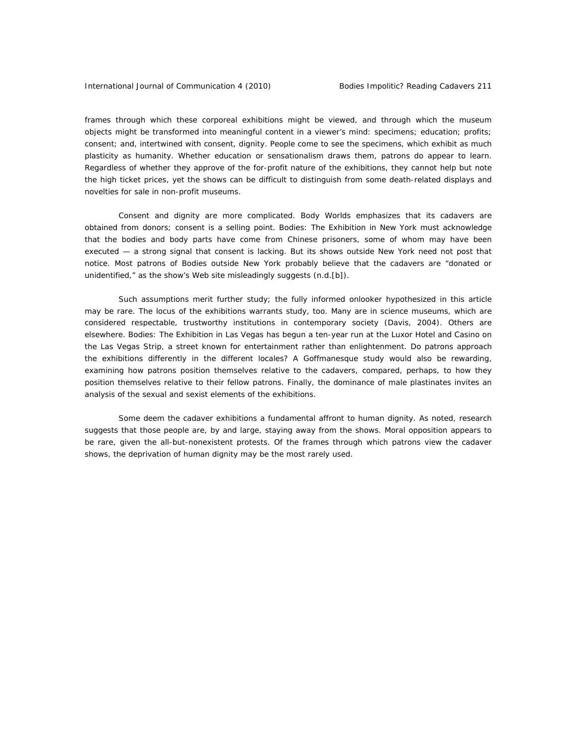frames through which these corporeal exhibitions might be viewed, and through which the museum objects might be transformed into meaningful content in a viewer's mind: specimens; education; profits; consent; and, intertwined with consent, dignity. People come to see the specimens, which exhibit as much plasticity as humanity. Whether education or sensationalism draws them, patrons do appear to learn. Regardless of whether they approve of the for-profit nature of the exhibitions, they cannot help but note the high ticket prices, yet the shows can be difficult to distinguish from some death-related displays and novelties for sale in non-profit museums.

Consent and dignity are more complicated. Body Worlds emphasizes that its cadavers are obtained from donors; consent is a selling point. Bodies: The Exhibition in New York must acknowledge that the bodies and body parts have come from Chinese prisoners, some of whom may have been executed — a strong signal that consent is lacking. But its shows outside New York need not post that notice. Most patrons of Bodies outside New York probably believe that the cadavers are "donated or unidentified," as the show's Web site misleadingly suggests (n.d.[b]).

Such assumptions merit further study; the fully informed onlooker hypothesized in this article may be rare. The locus of the exhibitions warrants study, too. Many are in science museums, which are considered respectable, trustworthy institutions in contemporary society (Davis, 2004). Others are elsewhere. Bodies: The Exhibition in Las Vegas has begun a ten-year run at the Luxor Hotel and Casino on the Las Vegas Strip, a street known for entertainment rather than enlightenment. Do patrons approach the exhibitions differently in the different locales? A Goffmanesque study would also be rewarding, examining how patrons position themselves relative to the cadavers, compared, perhaps, to how they position themselves relative to their fellow patrons. Finally, the dominance of male plastinates invites an analysis of the sexual and sexist elements of the exhibitions.

Some deem the cadaver exhibitions a fundamental affront to human dignity. As noted, research suggests that those people are, by and large, staying away from the shows. Moral opposition appears to be rare, given the all-but-nonexistent protests. Of the frames through which patrons view the cadaver shows, the deprivation of human dignity may be the most rarely used.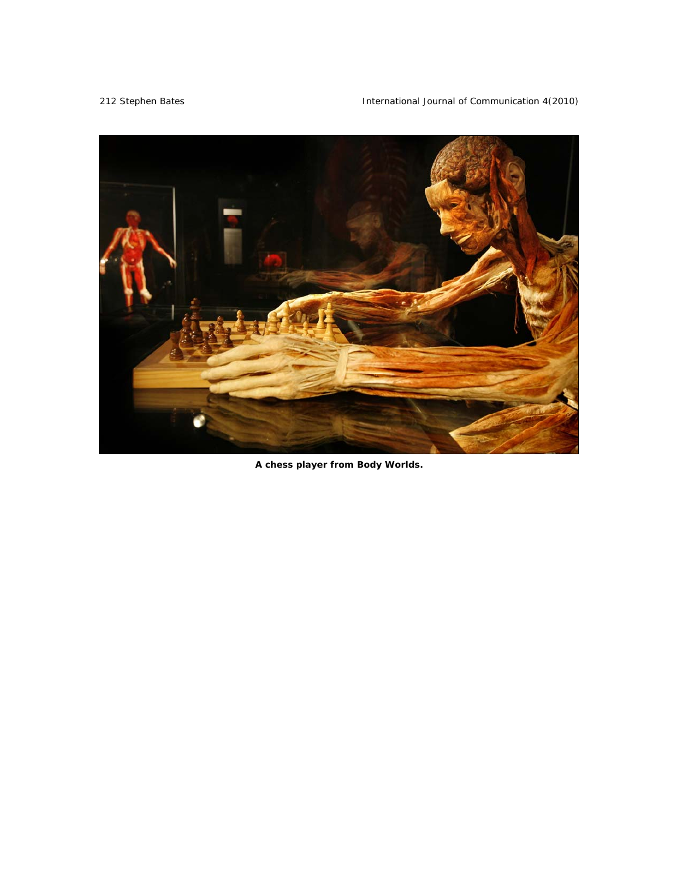A chess player from Body Worlds.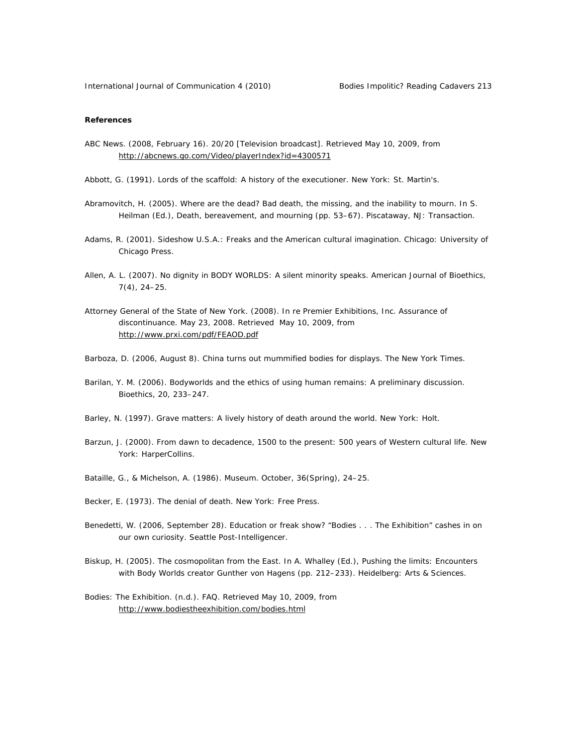**References**

ABC News. (2008, February 16). 20/20 [Television broadcast]. Retrieved May 10, 2009, from http://abcnews.go.com/Video/playerIndex?id=4300571

Abbott, G. (1991). Lords of the scaffold: A history of the executioner. New York: St. Martin's.

Abramovitch, H. (2005). Where are the dead? Bad death, the missing, and the inability to mourn. In S. Heilman (Ed.), Death, bereavement, and mourning (pp. 53–67). Piscataway, NJ: Transaction.

Adams, R. (2001). Sideshow U.S.A.: Freaks and the American cultural imagination. Chicago: University of Chicago Press.

Allen, A. L. (2007). No dignity in BODY WORLDS: A silent minority speaks. American Journal of Bioethics, 7(4), 24–25.

Attorney General of the State of New York. (2008). In re Premier Exhibitions, Inc. Assurance of discontinuance. May 23, 2008. Retrieved May 10, 2009, from http://www.prxi.com/pdf/FEAOD.pdf

Barboza, D. (2006, August 8). China turns out mummified bodies for displays. The New York Times.

Barilan, Y. M. (2006). Bodyworlds and the ethics of using human remains: A preliminary discussion. Bioethics, 20, 233–247.

Barley, N. (1997). Grave matters: A lively history of death around the world. New York: Holt.

Barzun, J. (2000). From dawn to decadence, 1500 to the present: 500 years of Western cultural life. New York: HarperCollins.

Bataille, G., & Michelson, A. (1986). Museum. October, 36(Spring), 24–25.

Becker, E. (1973). The denial of death. New York: Free Press.

Benedetti, W. (2006, September 28). Education or freak show? "Bodies . . . The Exhibition" cashes in on our own curiosity. Seattle Post-Intelligencer.

Biskup, H. (2005). The cosmopolitan from the East. In A. Whalley (Ed.), Pushing the limits: Encounters with Body Worlds creator Gunther von Hagens (pp. 212–233). Heidelberg: Arts & Sciences.

Bodies: The Exhibition. (n.d.). FAQ. Retrieved May 10, 2009, from http://www.bodiestheexhibition.com/bodies.html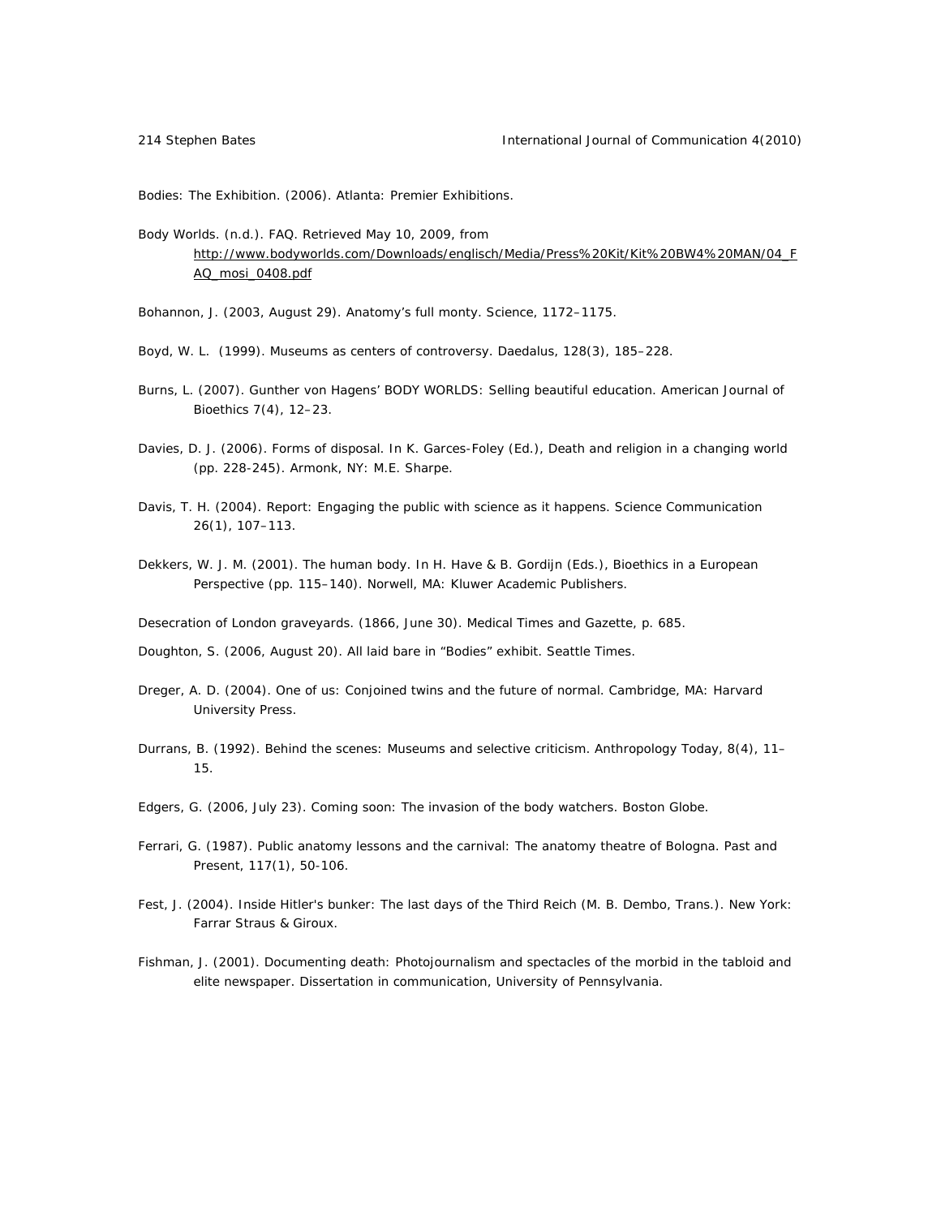Bodies: The Exhibition. (2006). Atlanta: Premier Exhibitions.

Body Worlds. (n.d.). FAQ. Retrieved May 10, 2009, from http://www.bodyworlds.com/Downloads/englisch/Media/Press%20Kit/Kit%20BW4%20MAN/04_FAQ_mosi_0408.pdf

Bohannon, J. (2003, August 29). Anatomy's full monty. Science, 1172–1175.

Boyd, W. L. (1999). Museums as centers of controversy. Daedalus, 128(3), 185–228.

Burns, L. (2007). Gunther von Hagens' BODY WORLDS: Selling beautiful education. American Journal of Bioethics 7(4), 12–23.

Davies, D. J. (2006). Forms of disposal. In K. Garces-Foley (Ed.), Death and religion in a changing world (pp. 228-245). Armonk, NY: M.E. Sharpe.

Davis, T. H. (2004). Report: Engaging the public with science as it happens. Science Communication 26(1), 107–113.

Dekkers, W. J. M. (2001). The human body. In H. Have & B. Gordijn (Eds.), Bioethics in a European Perspective (pp. 115–140). Norwell, MA: Kluwer Academic Publishers.

Desecration of London graveyards. (1866, June 30). Medical Times and Gazette, p. 685.

Doughton, S. (2006, August 20). All laid bare in "Bodies" exhibit. Seattle Times.

Dreger, A. D. (2004). One of us: Conjoined twins and the future of normal. Cambridge, MA: Harvard University Press.

Durrans, B. (1992). Behind the scenes: Museums and selective criticism. Anthropology Today, 8(4), 11–15.

Edgers, G. (2006, July 23). Coming soon: The invasion of the body watchers. Boston Globe.

Ferrari, G. (1987). Public anatomy lessons and the carnival: The anatomy theatre of Bologna. Past and Present, 117(1), 50-106.

Fest, J. (2004). Inside Hitler's bunker: The last days of the Third Reich (M. B. Dembo, Trans.). New York: Farrar Straus & Giroux.

Fishman, J. (2001). Documenting death: Photojournalism and spectacles of the morbid in the tabloid and elite newspaper. Dissertation in communication, University of Pennsylvania.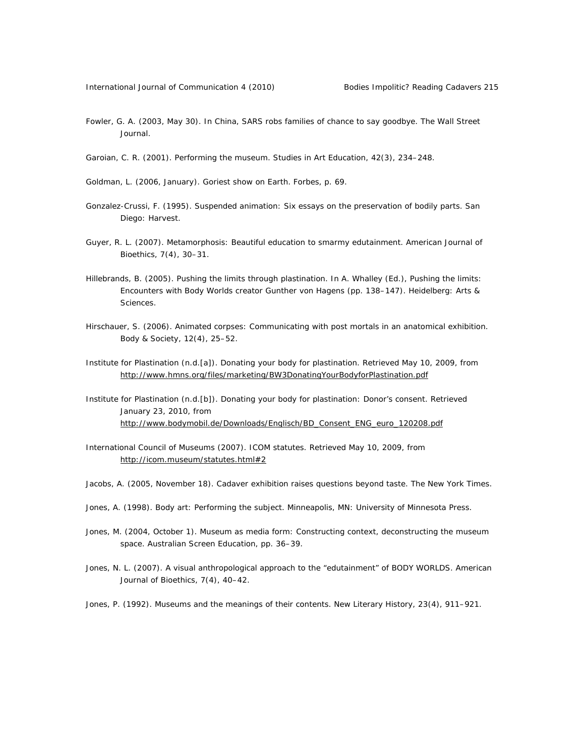Fowler, G. A. (2003, May 30). In China, SARS robs families of chance to say goodbye. The Wall Street Journal.

Garoian, C. R. (2001). Performing the museum. Studies in Art Education, 42(3), 234–248.

Goldman, L. (2006, January). Goriest show on Earth. Forbes, p. 69.

Gonzalez-Crussi, F. (1995). Suspended animation: Six essays on the preservation of bodily parts. San Diego: Harvest.

Guyer, R. L. (2007). Metamorphosis: Beautiful education to smarmy edutainment. American Journal of Bioethics, 7(4), 30–31.

Hillebrands, B. (2005). Pushing the limits through plastination. In A. Whalley (Ed.), Pushing the limits: Encounters with Body Worlds creator Gunther von Hagens (pp. 138–147). Heidelberg: Arts & Sciences.

Hirschauer, S. (2006). Animated corpses: Communicating with post mortals in an anatomical exhibition. Body & Society, 12(4), 25–52.

Institute for Plastination (n.d.[a]). Donating your body for plastination. Retrieved May 10, 2009, from http://www.hmns.org/files/marketing/BW3DonatingYourBodyforPlastination.pdf

Institute for Plastination (n.d.[b]). Donating your body for plastination: Donor's consent. Retrieved January 23, 2010, from http://www.bodymobil.de/Downloads/Englisch/BD_Consent_ENG_euro_120208.pdf

International Council of Museums (2007). ICOM statutes. Retrieved May 10, 2009, from http://icom.museum/statutes.html#2

Jacobs, A. (2005, November 18). Cadaver exhibition raises questions beyond taste. The New York Times.

Jones, A. (1998). Body art: Performing the subject. Minneapolis, MN: University of Minnesota Press.

Jones, M. (2004, October 1). Museum as media form: Constructing context, deconstructing the museum space. Australian Screen Education, pp. 36–39.

Jones, N. L. (2007). A visual anthropological approach to the "edutainment" of BODY WORLDS. American Journal of Bioethics, 7(4), 40–42.

Jones, P. (1992). Museums and the meanings of their contents. New Literary History, 23(4), 911–921.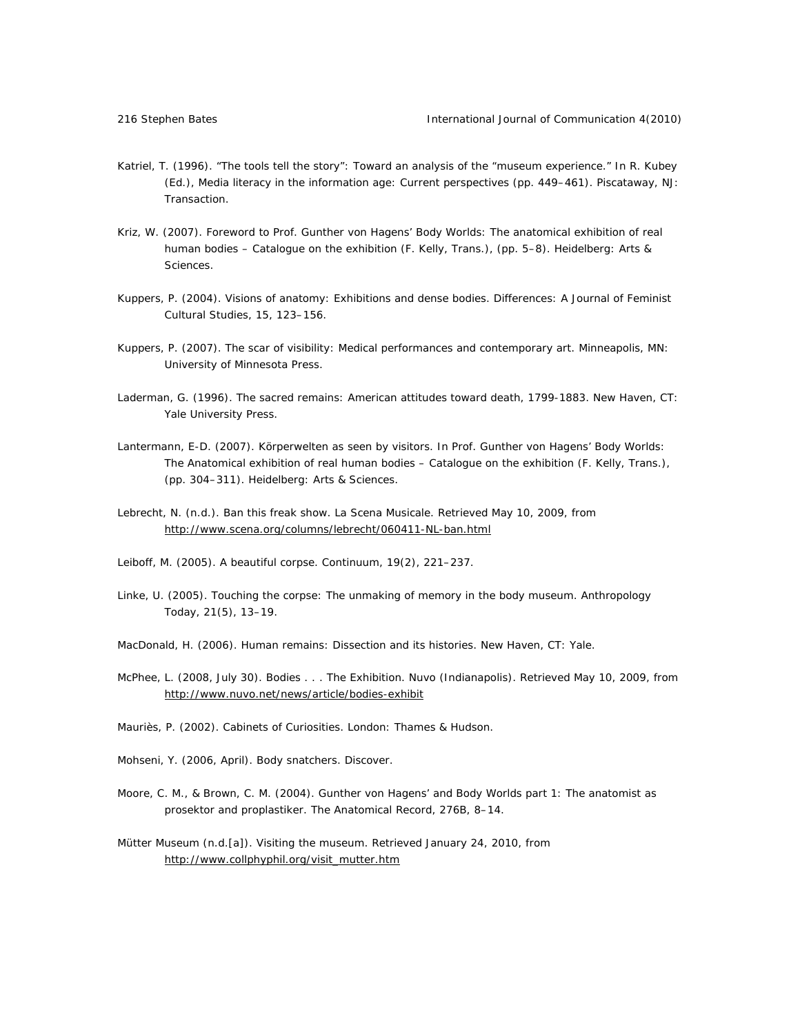Katriel, T. (1996). "The tools tell the story": Toward an analysis of the "museum experience." In R. Kubey (Ed.), Media literacy in the information age: Current perspectives (pp. 449–461). Piscataway, NJ: Transaction.

Kriz, W. (2007). Foreword to Prof. Gunther von Hagens' Body Worlds: The anatomical exhibition of real human bodies – Catalogue on the exhibition (F. Kelly, Trans.), (pp. 5–8). Heidelberg: Arts & Sciences.

Kuppers, P. (2004). Visions of anatomy: Exhibitions and dense bodies. Differences: A Journal of Feminist Cultural Studies, 15, 123–156.

Kuppers, P. (2007). The scar of visibility: Medical performances and contemporary art. Minneapolis, MN: University of Minnesota Press.

Laderman, G. (1996). The sacred remains: American attitudes toward death, 1799-1883. New Haven, CT: Yale University Press.

Lantermann, E-D. (2007). Körperwelten as seen by visitors. In Prof. Gunther von Hagens' Body Worlds: The Anatomical exhibition of real human bodies – Catalogue on the exhibition (F. Kelly, Trans.), (pp. 304–311). Heidelberg: Arts & Sciences.

Lebrecht, N. (n.d.). Ban this freak show. La Scena Musicale. Retrieved May 10, 2009, from http://www.scena.org/columns/lebrecht/060411-NL-ban.html

Leiboff, M. (2005). A beautiful corpse. Continuum, 19(2), 221–237.

Linke, U. (2005). Touching the corpse: The unmaking of memory in the body museum. Anthropology Today, 21(5), 13–19.

MacDonald, H. (2006). Human remains: Dissection and its histories. New Haven, CT: Yale.

McPhee, L. (2008, July 30). Bodies . . . The Exhibition. Nuvo (Indianapolis). Retrieved May 10, 2009, from http://www.nuvo.net/news/article/bodies-exhibit

Mauriès, P. (2002). Cabinets of Curiosities. London: Thames & Hudson.

Mohseni, Y. (2006, April). Body snatchers. Discover.

Moore, C. M., & Brown, C. M. (2004). Gunther von Hagens' and Body Worlds part 1: The anatomist as prosektor and proplastiker. The Anatomical Record, 276B, 8–14.

Mütter Museum (n.d.[a]). Visiting the museum. Retrieved January 24, 2010, from http://www.collphyphil.org/visit_mutter.htm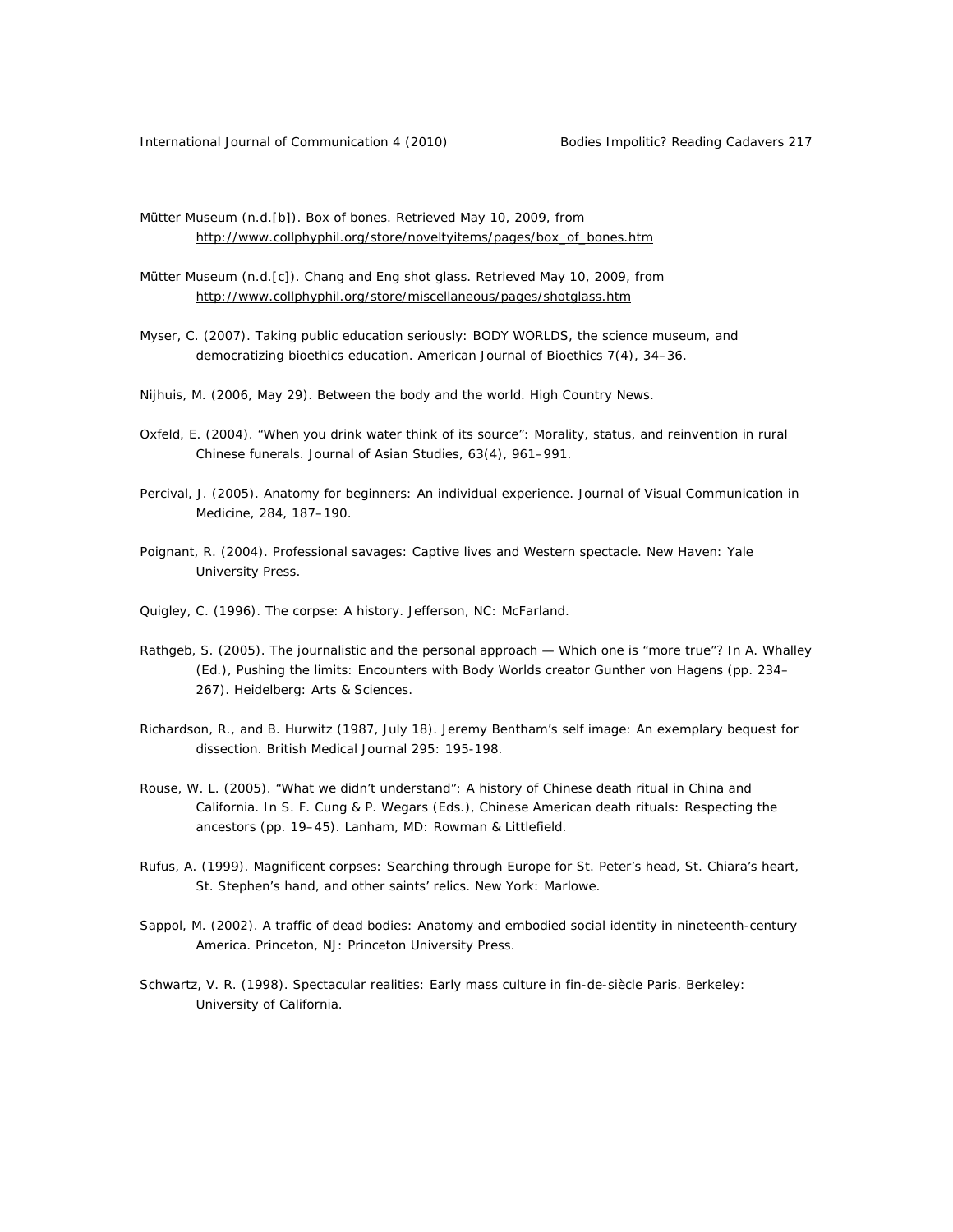Mütter Museum (n.d.[b]). Box of bones. Retrieved May 10, 2009, from http://www.collphyphil.org/store/noveltyitems/pages/box_of_bones.htm

Mütter Museum (n.d.[c]). Chang and Eng shot glass. Retrieved May 10, 2009, from http://www.collphyphil.org/store/miscellaneous/pages/shotglass.htm

Myser, C. (2007). Taking public education seriously: BODY WORLDS, the science museum, and democratizing bioethics education. American Journal of Bioethics 7(4), 34–36.

Nijhuis, M. (2006, May 29). Between the body and the world. High Country News.

Oxfeld, E. (2004). "When you drink water think of its source": Morality, status, and reinvention in rural Chinese funerals. Journal of Asian Studies, 63(4), 961–991.

Percival, J. (2005). Anatomy for beginners: An individual experience. Journal of Visual Communication in Medicine, 284, 187–190.

Poignant, R. (2004). Professional savages: Captive lives and Western spectacle. New Haven: Yale University Press.

Quigley, C. (1996). The corpse: A history. Jefferson, NC: McFarland.

Rathgeb, S. (2005). The journalistic and the personal approach — Which one is "more true"? In A. Whalley (Ed.), Pushing the limits: Encounters with Body Worlds creator Gunther von Hagens (pp. 234–267). Heidelberg: Arts & Sciences.

Richardson, R., and B. Hurwitz (1987, July 18). Jeremy Bentham's self image: An exemplary bequest for dissection. British Medical Journal 295: 195-198.

Rouse, W. L. (2005). "What we didn't understand": A history of Chinese death ritual in China and California. In S. F. Cung & P. Wegars (Eds.), Chinese American death rituals: Respecting the ancestors (pp. 19–45). Lanham, MD: Rowman & Littlefield.

Rufus, A. (1999). Magnificent corpses: Searching through Europe for St. Peter's head, St. Chiara's heart, St. Stephen's hand, and other saints' relics. New York: Marlowe.

Sappol, M. (2002). A traffic of dead bodies: Anatomy and embodied social identity in nineteenth-century America. Princeton, NJ: Princeton University Press.

Schwartz, V. R. (1998). Spectacular realities: Early mass culture in fin-de-siècle Paris. Berkeley: University of California.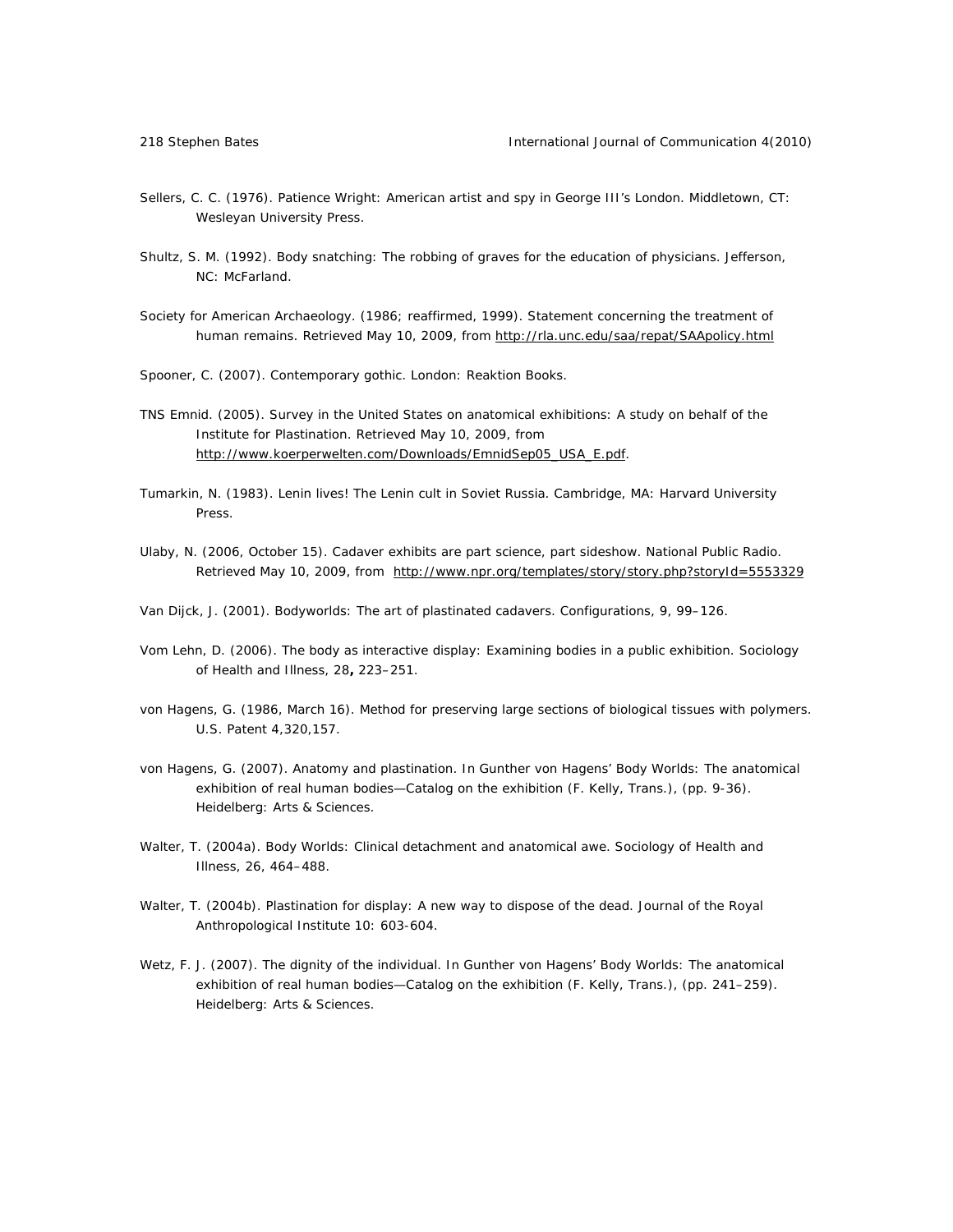Sellers, C. C. (1976). Patience Wright: American artist and spy in George III's London. Middletown, CT: Wesleyan University Press.

Shultz, S. M. (1992). Body snatching: The robbing of graves for the education of physicians. Jefferson, NC: McFarland.

Society for American Archaeology. (1986; reaffirmed, 1999). Statement concerning the treatment of human remains. Retrieved May 10, 2009, from http://rla.unc.edu/saa/repat/SAApolicy.html

Spooner, C. (2007). Contemporary gothic. London: Reaktion Books.

TNS Emnid. (2005). Survey in the United States on anatomical exhibitions: A study on behalf of the Institute for Plastination. Retrieved May 10, 2009, from http://www.koerperwelten.com/Downloads/EmnidSep05_USA_E.pdf.

Tumarkin, N. (1983). Lenin lives! The Lenin cult in Soviet Russia. Cambridge, MA: Harvard University Press.

Ulaby, N. (2006, October 15). Cadaver exhibits are part science, part sideshow. National Public Radio. Retrieved May 10, 2009, from http://www.npr.org/templates/story/story.php?storyId=5553329

Van Dijck, J. (2001). Bodyworlds: The art of plastinated cadavers. Configurations, 9, 99–126.

Vom Lehn, D. (2006). The body as interactive display: Examining bodies in a public exhibition. Sociology of Health and Illness, 28**,** 223–251.

von Hagens, G. (1986, March 16). Method for preserving large sections of biological tissues with polymers. U.S. Patent 4,320,157.

von Hagens, G. (2007). Anatomy and plastination. In Gunther von Hagens' Body Worlds: The anatomical exhibition of real human bodies—Catalog on the exhibition (F. Kelly, Trans.), (pp. 9-36). Heidelberg: Arts & Sciences.

Walter, T. (2004a). Body Worlds: Clinical detachment and anatomical awe. Sociology of Health and Illness, 26, 464–488.

Walter, T. (2004b). Plastination for display: A new way to dispose of the dead. Journal of the Royal Anthropological Institute 10: 603-604.

Wetz, F. J. (2007). The dignity of the individual. In Gunther von Hagens' Body Worlds: The anatomical exhibition of real human bodies—Catalog on the exhibition (F. Kelly, Trans.), (pp. 241–259). Heidelberg: Arts & Sciences.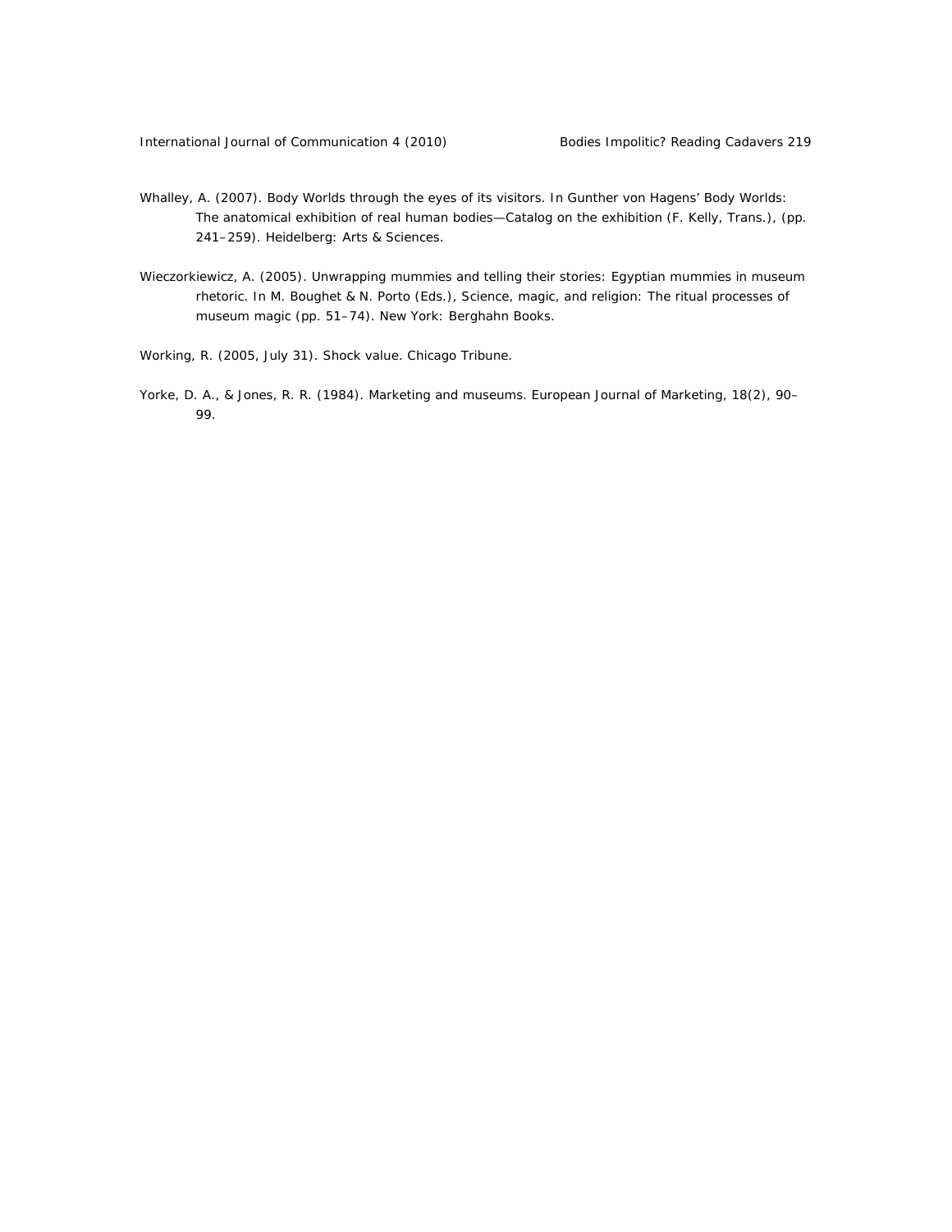Whalley, A. (2007). Body Worlds through the eyes of its visitors. In Gunther von Hagens' Body Worlds: The anatomical exhibition of real human bodies—Catalog on the exhibition (F. Kelly, Trans.), (pp. 241–259). Heidelberg: Arts & Sciences.

Wieczorkiewicz, A. (2005). Unwrapping mummies and telling their stories: Egyptian mummies in museum rhetoric. In M. Boughet & N. Porto (Eds.), Science, magic, and religion: The ritual processes of museum magic (pp. 51–74). New York: Berghahn Books.

Working, R. (2005, July 31). Shock value. Chicago Tribune.

Yorke, D. A., & Jones, R. R. (1984). Marketing and museums. European Journal of Marketing, 18(2), 90–99.